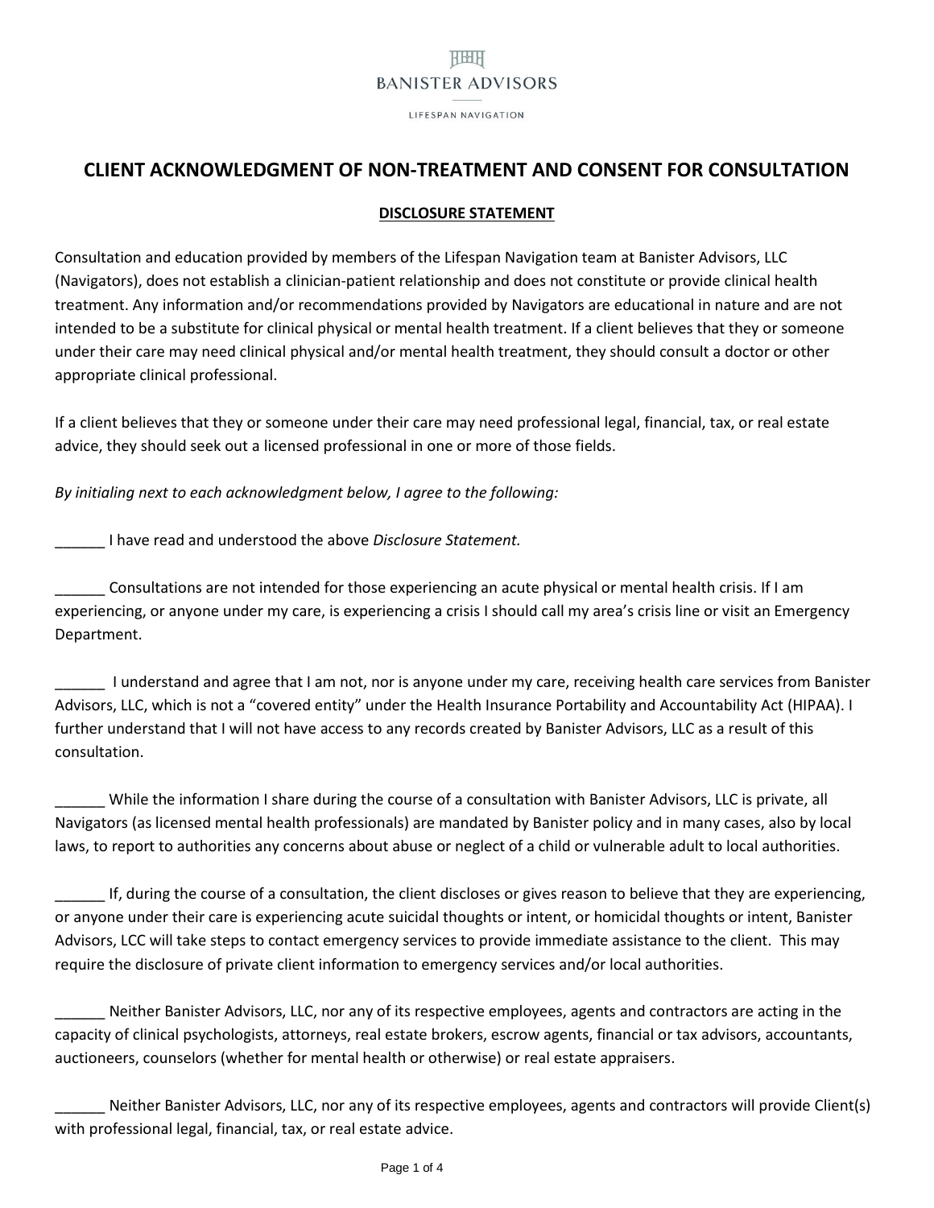BANISTER ADVISORS

LIFESPAN NAVIGATION

# CLIENT ACKNOWLEDGMENT OF NON-TREATMENT AND CONSENT FOR CONSULTATION

## DISCLOSURE STATEMENT

Consultation and education provided by members of the Lifespan Navigation team at Banister Advisors, LLC (Navigators), does not establish a clinician-patient relationship and does not constitute or provide clinical health treatment. Any information and/or recommendations provided by Navigators are educational in nature and are not intended to be a substitute for clinical physical or mental health treatment. If a client believes that they or someone under their care may need clinical physical and/or mental health treatment, they should consult a doctor or other appropriate clinical professional.

If a client believes that they or someone under their care may need professional legal, financial, tax, or real estate advice, they should seek out a licensed professional in one or more of those fields.

*By initialing next to each acknowledgment below, I agree to the following:*

______ I have read and understood the above *Disclosure Statement.*

______ Consultations are not intended for those experiencing an acute physical or mental health crisis. If I am experiencing, or anyone under my care, is experiencing a crisis I should call my area's crisis line or visit an Emergency Department.

______ I understand and agree that I am not, nor is anyone under my care, receiving health care services from Banister Advisors, LLC, which is not a "covered entity" under the Health Insurance Portability and Accountability Act (HIPAA). I further understand that I will not have access to any records created by Banister Advisors, LLC as a result of this consultation.

______ While the information I share during the course of a consultation with Banister Advisors, LLC is private, all Navigators (as licensed mental health professionals) are mandated by Banister policy and in many cases, also by local laws, to report to authorities any concerns about abuse or neglect of a child or vulnerable adult to local authorities.

______ If, during the course of a consultation, the client discloses or gives reason to believe that they are experiencing, or anyone under their care is experiencing acute suicidal thoughts or intent, or homicidal thoughts or intent, Banister Advisors, LCC will take steps to contact emergency services to provide immediate assistance to the client. This may require the disclosure of private client information to emergency services and/or local authorities.

______ Neither Banister Advisors, LLC, nor any of its respective employees, agents and contractors are acting in the capacity of clinical psychologists, attorneys, real estate brokers, escrow agents, financial or tax advisors, accountants, auctioneers, counselors (whether for mental health or otherwise) or real estate appraisers.

______ Neither Banister Advisors, LLC, nor any of its respective employees, agents and contractors will provide Client(s) with professional legal, financial, tax, or real estate advice.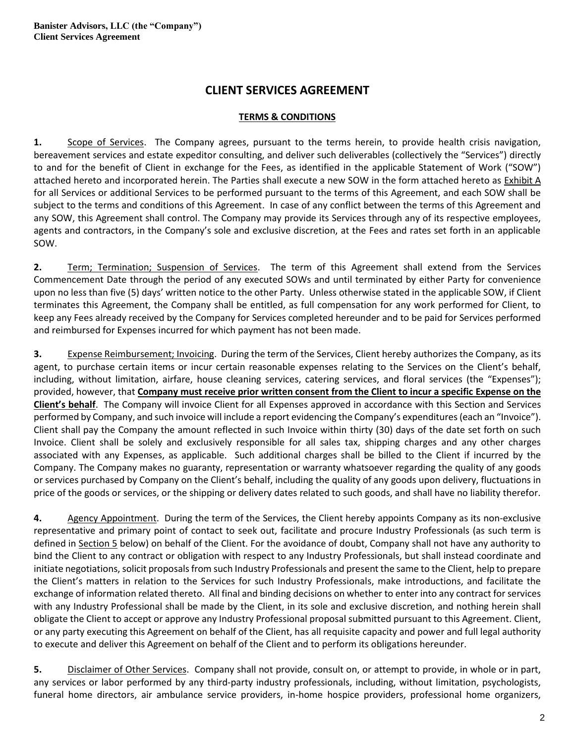# CLIENT SERVICES AGREEMENT

## TERMS & CONDITIONS

**1.** Scope of Services. The Company agrees, pursuant to the terms herein, to provide health crisis navigation, bereavement services and estate expeditor consulting, and deliver such deliverables (collectively the "Services") directly to and for the benefit of Client in exchange for the Fees, as identified in the applicable Statement of Work ("SOW") attached hereto and incorporated herein. The Parties shall execute a new SOW in the form attached hereto as Exhibit A for all Services or additional Services to be performed pursuant to the terms of this Agreement, and each SOW shall be subject to the terms and conditions of this Agreement. In case of any conflict between the terms of this Agreement and any SOW, this Agreement shall control. The Company may provide its Services through any of its respective employees, agents and contractors, in the Company's sole and exclusive discretion, at the Fees and rates set forth in an applicable SOW.

**2.** Term; Termination; Suspension of Services. The term of this Agreement shall extend from the Services Commencement Date through the period of any executed SOWs and until terminated by either Party for convenience upon no less than five (5) days' written notice to the other Party. Unless otherwise stated in the applicable SOW, if Client terminates this Agreement, the Company shall be entitled, as full compensation for any work performed for Client, to keep any Fees already received by the Company for Services completed hereunder and to be paid for Services performed and reimbursed for Expenses incurred for which payment has not been made.

**3.** Expense Reimbursement; Invoicing. During the term of the Services, Client hereby authorizes the Company, as its agent, to purchase certain items or incur certain reasonable expenses relating to the Services on the Client's behalf, including, without limitation, airfare, house cleaning services, catering services, and floral services (the "Expenses"); provided, however, that **Company must receive prior written consent from the Client to incur a specific Expense on the Client's behalf**. The Company will invoice Client for all Expenses approved in accordance with this Section and Services performed by Company, and such invoice will include a report evidencing the Company's expenditures (each an "Invoice"). Client shall pay the Company the amount reflected in such Invoice within thirty (30) days of the date set forth on such Invoice. Client shall be solely and exclusively responsible for all sales tax, shipping charges and any other charges associated with any Expenses, as applicable. Such additional charges shall be billed to the Client if incurred by the Company. The Company makes no guaranty, representation or warranty whatsoever regarding the quality of any goods or services purchased by Company on the Client's behalf, including the quality of any goods upon delivery, fluctuations in price of the goods or services, or the shipping or delivery dates related to such goods, and shall have no liability therefor.

**4.** Agency Appointment. During the term of the Services, the Client hereby appoints Company as its non-exclusive representative and primary point of contact to seek out, facilitate and procure Industry Professionals (as such term is defined in Section 5 below) on behalf of the Client. For the avoidance of doubt, Company shall not have any authority to bind the Client to any contract or obligation with respect to any Industry Professionals, but shall instead coordinate and initiate negotiations, solicit proposals from such Industry Professionals and present the same to the Client, help to prepare the Client's matters in relation to the Services for such Industry Professionals, make introductions, and facilitate the exchange of information related thereto. All final and binding decisions on whether to enter into any contract for services with any Industry Professional shall be made by the Client, in its sole and exclusive discretion, and nothing herein shall obligate the Client to accept or approve any Industry Professional proposal submitted pursuant to this Agreement. Client, or any party executing this Agreement on behalf of the Client, has all requisite capacity and power and full legal authority to execute and deliver this Agreement on behalf of the Client and to perform its obligations hereunder.

**5.** Disclaimer of Other Services. Company shall not provide, consult on, or attempt to provide, in whole or in part, any services or labor performed by any third-party industry professionals, including, without limitation, psychologists, funeral home directors, air ambulance service providers, in-home hospice providers, professional home organizers,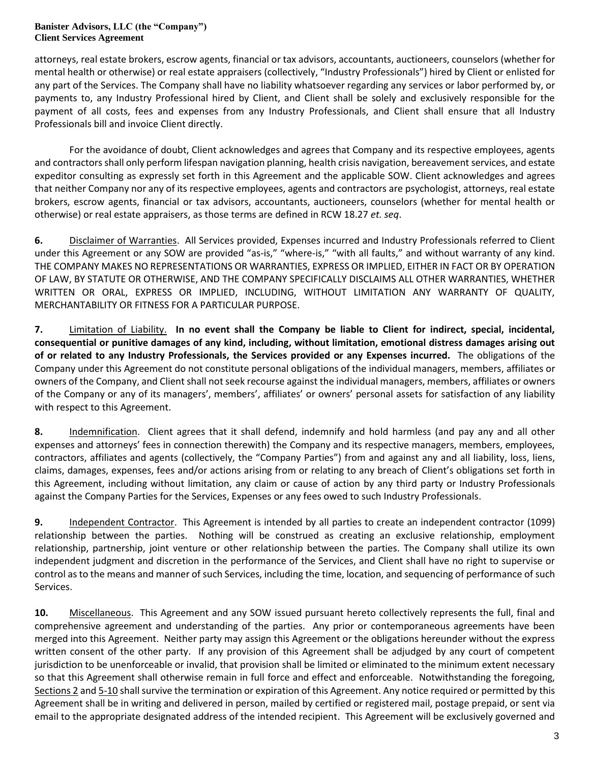attorneys, real estate brokers, escrow agents, financial or tax advisors, accountants, auctioneers, counselors (whether for mental health or otherwise) or real estate appraisers (collectively, "Industry Professionals") hired by Client or enlisted for any part of the Services. The Company shall have no liability whatsoever regarding any services or labor performed by, or payments to, any Industry Professional hired by Client, and Client shall be solely and exclusively responsible for the payment of all costs, fees and expenses from any Industry Professionals, and Client shall ensure that all Industry Professionals bill and invoice Client directly.

For the avoidance of doubt, Client acknowledges and agrees that Company and its respective employees, agents and contractors shall only perform lifespan navigation planning, health crisis navigation, bereavement services, and estate expeditor consulting as expressly set forth in this Agreement and the applicable SOW. Client acknowledges and agrees that neither Company nor any of its respective employees, agents and contractors are psychologist, attorneys, real estate brokers, escrow agents, financial or tax advisors, accountants, auctioneers, counselors (whether for mental health or otherwise) or real estate appraisers, as those terms are defined in RCW 18.27 *et. seq*.

**6.** Disclaimer of Warranties. All Services provided, Expenses incurred and Industry Professionals referred to Client under this Agreement or any SOW are provided "as-is," "where-is," "with all faults," and without warranty of any kind. THE COMPANY MAKES NO REPRESENTATIONS OR WARRANTIES, EXPRESS OR IMPLIED, EITHER IN FACT OR BY OPERATION OF LAW, BY STATUTE OR OTHERWISE, AND THE COMPANY SPECIFICALLY DISCLAIMS ALL OTHER WARRANTIES, WHETHER WRITTEN OR ORAL, EXPRESS OR IMPLIED, INCLUDING, WITHOUT LIMITATION ANY WARRANTY OF QUALITY, MERCHANTABILITY OR FITNESS FOR A PARTICULAR PURPOSE.

**7.** Limitation of Liability. **In no event shall the Company be liable to Client for indirect, special, incidental, consequential or punitive damages of any kind, including, without limitation, emotional distress damages arising out of or related to any Industry Professionals, the Services provided or any Expenses incurred.** The obligations of the Company under this Agreement do not constitute personal obligations of the individual managers, members, affiliates or owners of the Company, and Client shall not seek recourse against the individual managers, members, affiliates or owners of the Company or any of its managers', members', affiliates' or owners' personal assets for satisfaction of any liability with respect to this Agreement.

**8.** Indemnification. Client agrees that it shall defend, indemnify and hold harmless (and pay any and all other expenses and attorneys' fees in connection therewith) the Company and its respective managers, members, employees, contractors, affiliates and agents (collectively, the "Company Parties") from and against any and all liability, loss, liens, claims, damages, expenses, fees and/or actions arising from or relating to any breach of Client's obligations set forth in this Agreement, including without limitation, any claim or cause of action by any third party or Industry Professionals against the Company Parties for the Services, Expenses or any fees owed to such Industry Professionals.

**9.** Independent Contractor. This Agreement is intended by all parties to create an independent contractor (1099) relationship between the parties. Nothing will be construed as creating an exclusive relationship, employment relationship, partnership, joint venture or other relationship between the parties. The Company shall utilize its own independent judgment and discretion in the performance of the Services, and Client shall have no right to supervise or control as to the means and manner of such Services, including the time, location, and sequencing of performance of such Services.

**10.** Miscellaneous. This Agreement and any SOW issued pursuant hereto collectively represents the full, final and comprehensive agreement and understanding of the parties. Any prior or contemporaneous agreements have been merged into this Agreement. Neither party may assign this Agreement or the obligations hereunder without the express written consent of the other party. If any provision of this Agreement shall be adjudged by any court of competent jurisdiction to be unenforceable or invalid, that provision shall be limited or eliminated to the minimum extent necessary so that this Agreement shall otherwise remain in full force and effect and enforceable. Notwithstanding the foregoing, Sections 2 and 5-10 shall survive the termination or expiration of this Agreement. Any notice required or permitted by this Agreement shall be in writing and delivered in person, mailed by certified or registered mail, postage prepaid, or sent via email to the appropriate designated address of the intended recipient. This Agreement will be exclusively governed and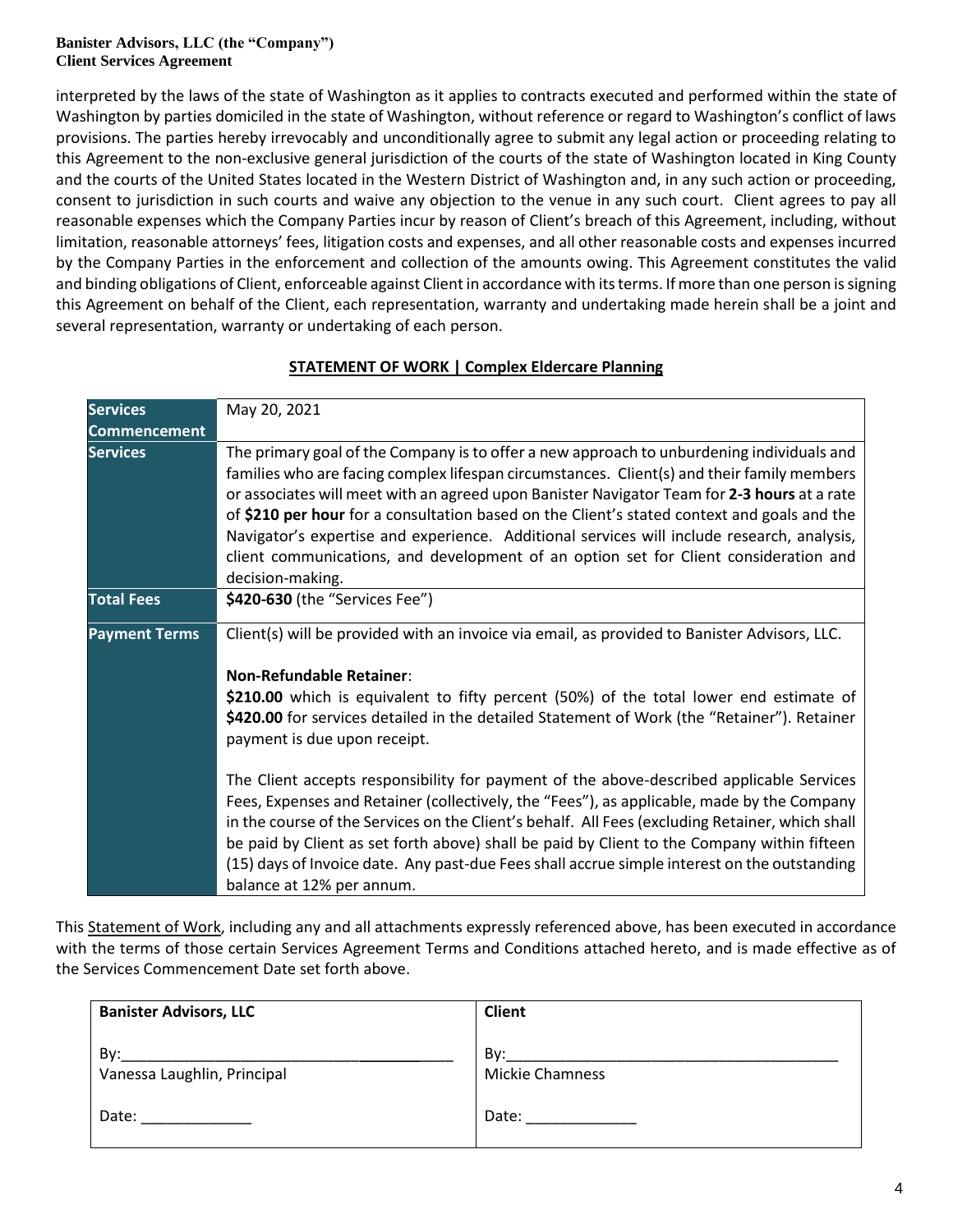interpreted by the laws of the state of Washington as it applies to contracts executed and performed within the state of Washington by parties domiciled in the state of Washington, without reference or regard to Washington's conflict of laws provisions. The parties hereby irrevocably and unconditionally agree to submit any legal action or proceeding relating to this Agreement to the non-exclusive general jurisdiction of the courts of the state of Washington located in King County and the courts of the United States located in the Western District of Washington and, in any such action or proceeding, consent to jurisdiction in such courts and waive any objection to the venue in any such court. Client agrees to pay all reasonable expenses which the Company Parties incur by reason of Client's breach of this Agreement, including, without limitation, reasonable attorneys' fees, litigation costs and expenses, and all other reasonable costs and expenses incurred by the Company Parties in the enforcement and collection of the amounts owing. This Agreement constitutes the valid and binding obligations of Client, enforceable against Client in accordance with its terms. If more than one person is signing this Agreement on behalf of the Client, each representation, warranty and undertaking made herein shall be a joint and several representation, warranty or undertaking of each person.

## STATEMENT OF WORK | Complex Eldercare Planning

| | |
|---|---|
| **Services Commencement** | May 20, 2021 |
| **Services** | The primary goal of the Company is to offer a new approach to unburdening individuals and families who are facing complex lifespan circumstances. Client(s) and their family members or associates will meet with an agreed upon Banister Navigator Team for **2-3 hours** at a rate of **$210 per hour** for a consultation based on the Client's stated context and goals and the Navigator's expertise and experience. Additional services will include research, analysis, client communications, and development of an option set for Client consideration and decision-making. |
| **Total Fees** | **$420-630** (the "Services Fee") |
| **Payment Terms** | Client(s) will be provided with an invoice via email, as provided to Banister Advisors, LLC.<br><br>**Non-Refundable Retainer**:<br>**$210.00** which is equivalent to fifty percent (50%) of the total lower end estimate of **$420.00** for services detailed in the detailed Statement of Work (the "Retainer"). Retainer payment is due upon receipt.<br><br>The Client accepts responsibility for payment of the above-described applicable Services Fees, Expenses and Retainer (collectively, the "Fees"), as applicable, made by the Company in the course of the Services on the Client's behalf. All Fees (excluding Retainer, which shall be paid by Client as set forth above) shall be paid by Client to the Company within fifteen (15) days of Invoice date. Any past-due Fees shall accrue simple interest on the outstanding balance at 12% per annum. |

This Statement of Work, including any and all attachments expressly referenced above, has been executed in accordance with the terms of those certain Services Agreement Terms and Conditions attached hereto, and is made effective as of the Services Commencement Date set forth above.

| **Banister Advisors, LLC** | **Client** |
|---|---|
| By:______________________________ | By:______________________________ |
| Vanessa Laughlin, Principal | Mickie Chamness |
| Date: _____________ | Date: _____________ |